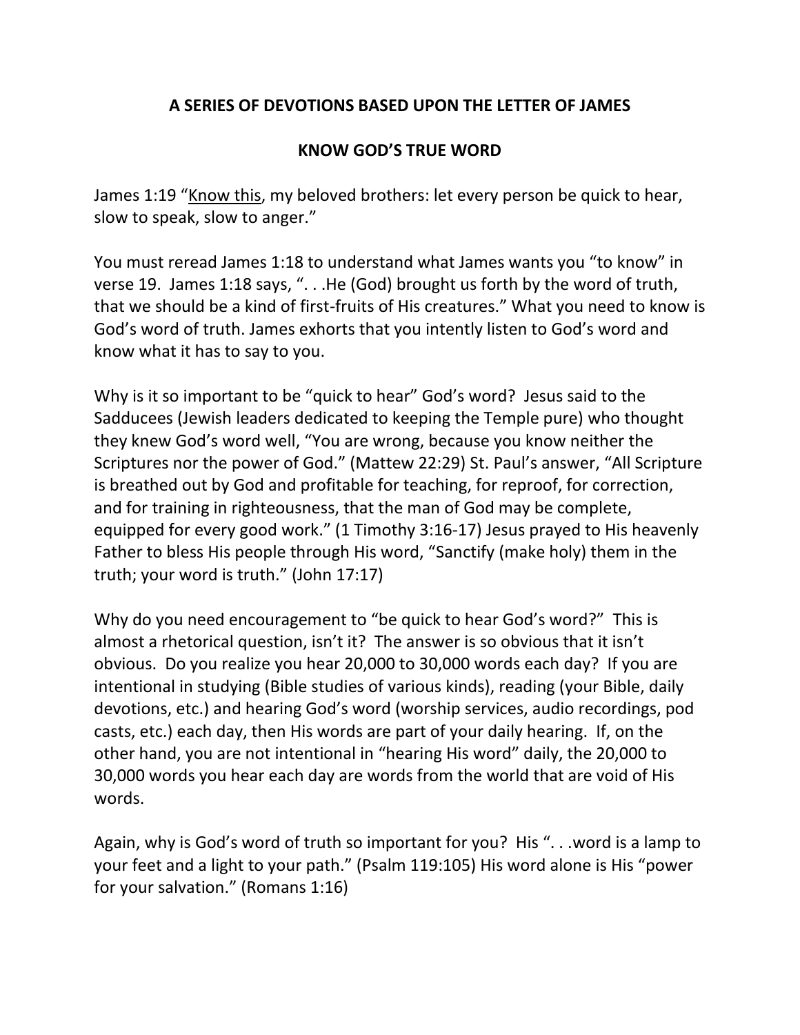## A SERIES OF DEVOTIONS BASED UPON THE LETTER OF JAMES

## KNOW GOD'S TRUE WORD

James 1:19 "<u>Know this</u>, my beloved brothers: let every person be quick to hear, slow to speak, slow to anger."

You must reread James 1:18 to understand what James wants you "to know" in verse 19. James 1:18 says, ". . .He (God) brought us forth by the word of truth, that we should be a kind of first-fruits of His creatures." What you need to know is God's word of truth. James exhorts that you intently listen to God's word and know what it has to say to you.

Why is it so important to be "quick to hear" God's word? Jesus said to the Sadducees (Jewish leaders dedicated to keeping the Temple pure) who thought they knew God's word well, "You are wrong, because you know neither the Scriptures nor the power of God." (Mattew 22:29) St. Paul's answer, "All Scripture is breathed out by God and profitable for teaching, for reproof, for correction, and for training in righteousness, that the man of God may be complete, equipped for every good work." (1 Timothy 3:16-17) Jesus prayed to His heavenly Father to bless His people through His word, "Sanctify (make holy) them in the truth; your word is truth." (John 17:17)

Why do you need encouragement to "be quick to hear God's word?" This is almost a rhetorical question, isn't it? The answer is so obvious that it isn't obvious. Do you realize you hear 20,000 to 30,000 words each day? If you are intentional in studying (Bible studies of various kinds), reading (your Bible, daily devotions, etc.) and hearing God's word (worship services, audio recordings, pod casts, etc.) each day, then His words are part of your daily hearing. If, on the other hand, you are not intentional in "hearing His word" daily, the 20,000 to 30,000 words you hear each day are words from the world that are void of His words.

Again, why is God's word of truth so important for you? His ". . .word is a lamp to your feet and a light to your path." (Psalm 119:105) His word alone is His "power for your salvation." (Romans 1:16)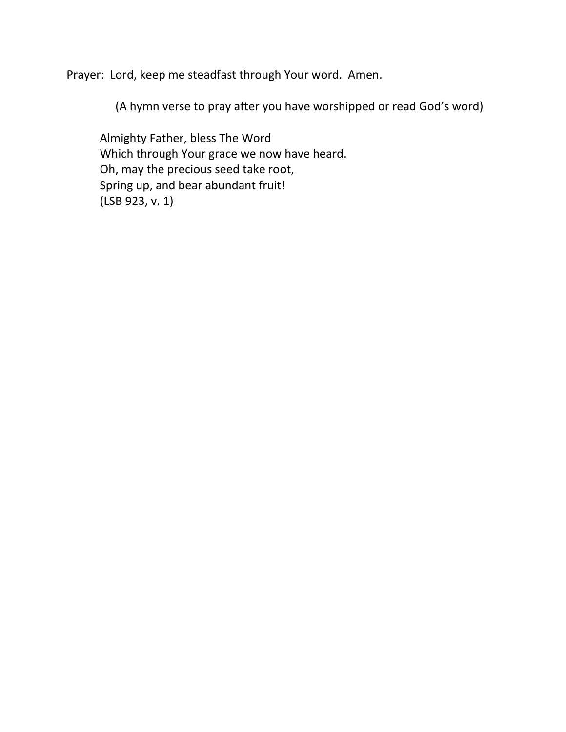Prayer: Lord, keep me steadfast through Your word. Amen.

(A hymn verse to pray after you have worshipped or read God's word)

Almighty Father, bless The Word  
Which through Your grace we now have heard.  
Oh, may the precious seed take root,  
Spring up, and bear abundant fruit!  
(LSB 923, v. 1)